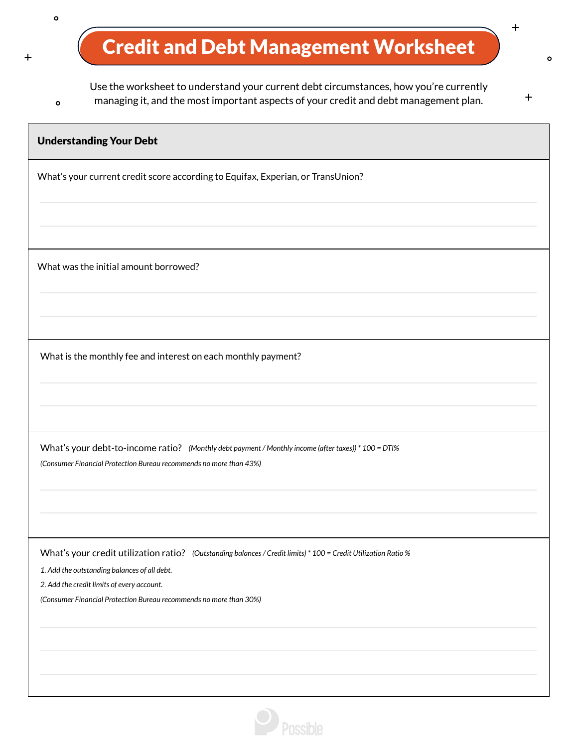# Credit and Debt Management Worksheet

Use the worksheet to understand your current debt circumstances, how you're currently managing it, and the most important aspects of your credit and debt management plan.

## Understanding Your Debt

What's your current credit score according to Equifax, Experian, or TransUnion?

What was the initial amount borrowed?

What is the monthly fee and interest on each monthly payment?

What's your debt-to-income ratio? *(Monthly debt payment / Monthly income (after taxes)) * 100 = DTI%*

*(Consumer Financial Protection Bureau recommends no more than 43%)*

What's your credit utilization ratio? *(Outstanding balances / Credit limits) * 100 = Credit Utilization Ratio %*

*1. Add the outstanding balances of all debt.*

*2. Add the credit limits of every account.*

*(Consumer Financial Protection Bureau recommends no more than 30%)*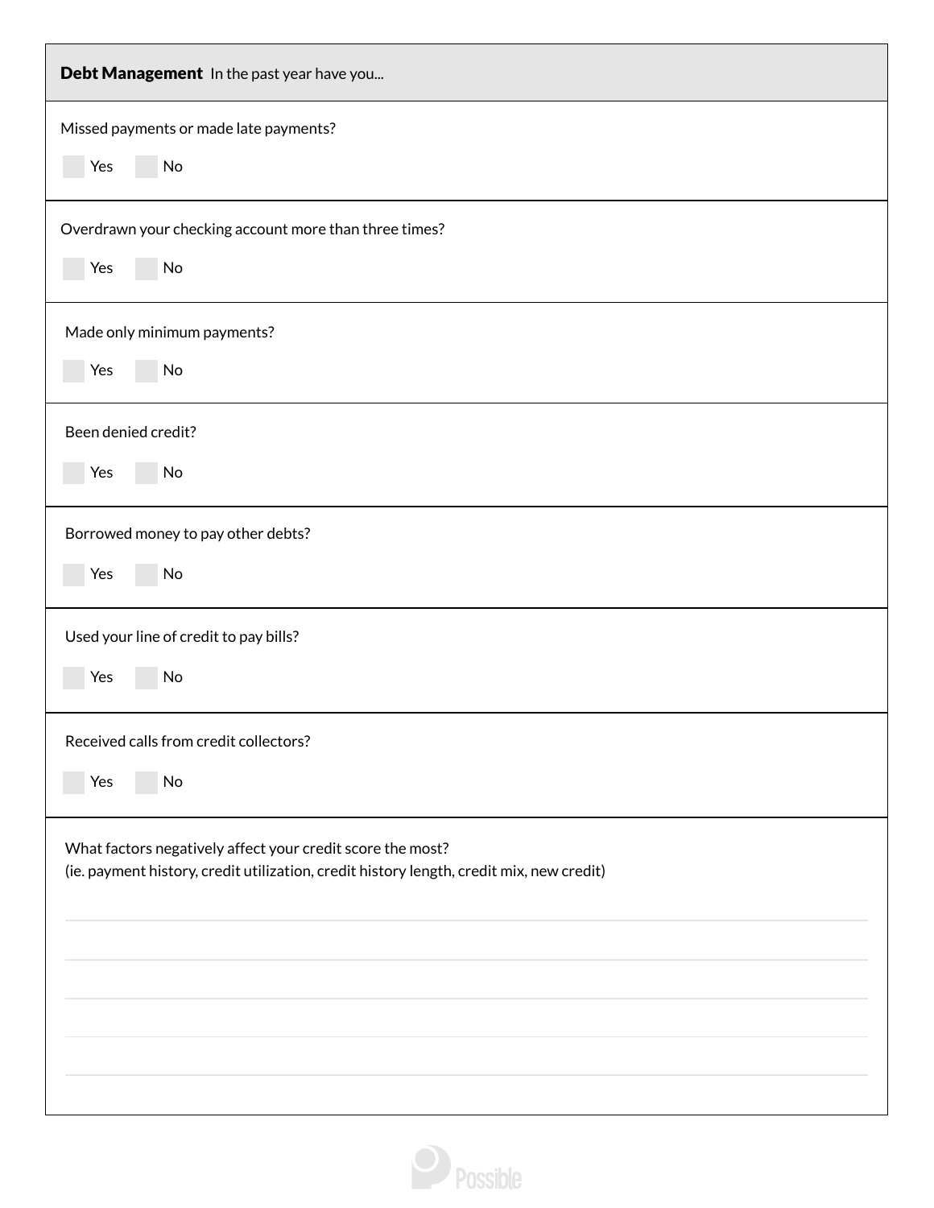**Debt Management** In the past year have you...

Missed payments or made late payments?

☐ Yes ☐ No

Overdrawn your checking account more than three times?

☐ Yes ☐ No

Made only minimum payments?

☐ Yes ☐ No

Been denied credit?

☐ Yes ☐ No

Borrowed money to pay other debts?

☐ Yes ☐ No

Used your line of credit to pay bills?

☐ Yes ☐ No

Received calls from credit collectors?

☐ Yes ☐ No

What factors negatively affect your credit score the most?
(ie. payment history, credit utilization, credit history length, credit mix, new credit)

______________________________________________________________________

______________________________________________________________________

______________________________________________________________________

______________________________________________________________________

______________________________________________________________________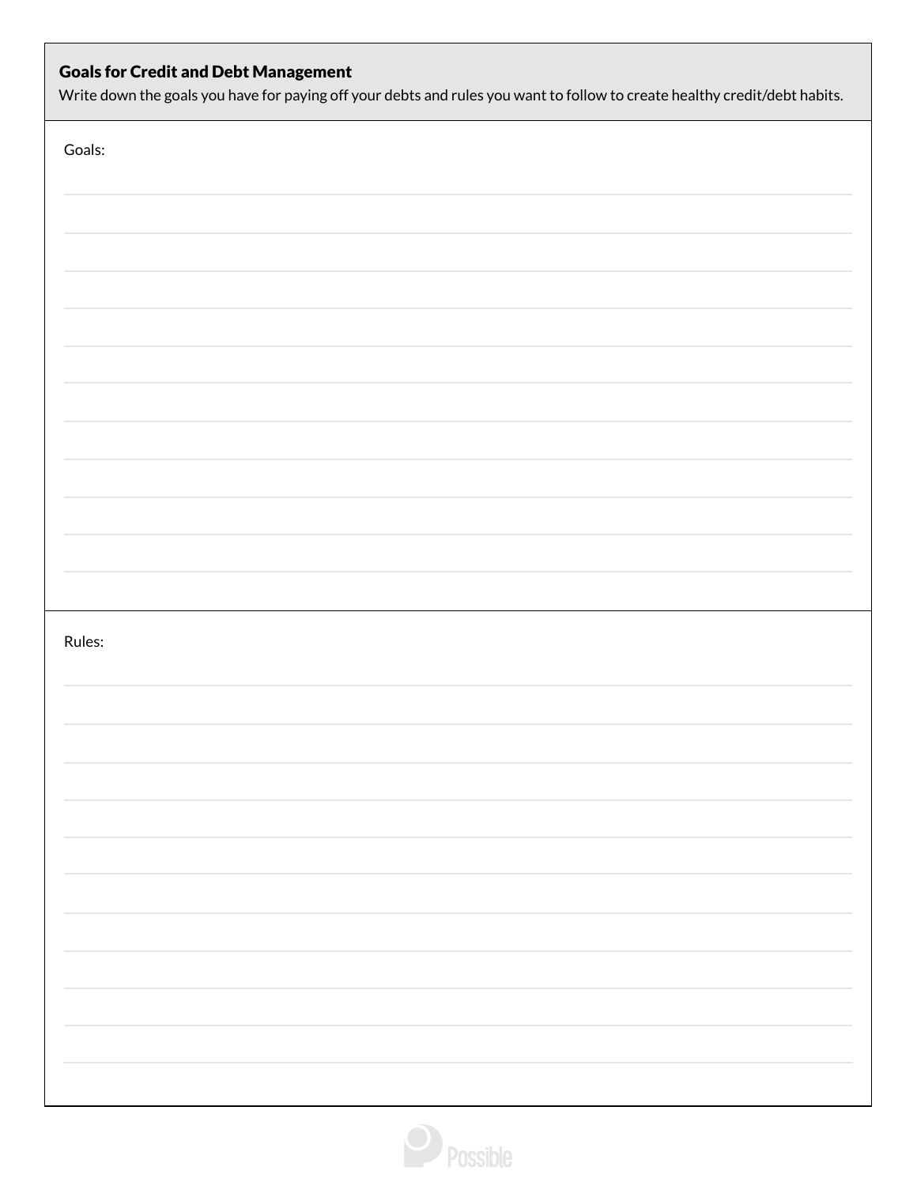### Goals for Credit and Debt Management

Write down the goals you have for paying off your debts and rules you want to follow to create healthy credit/debt habits.

Goals:

Rules: